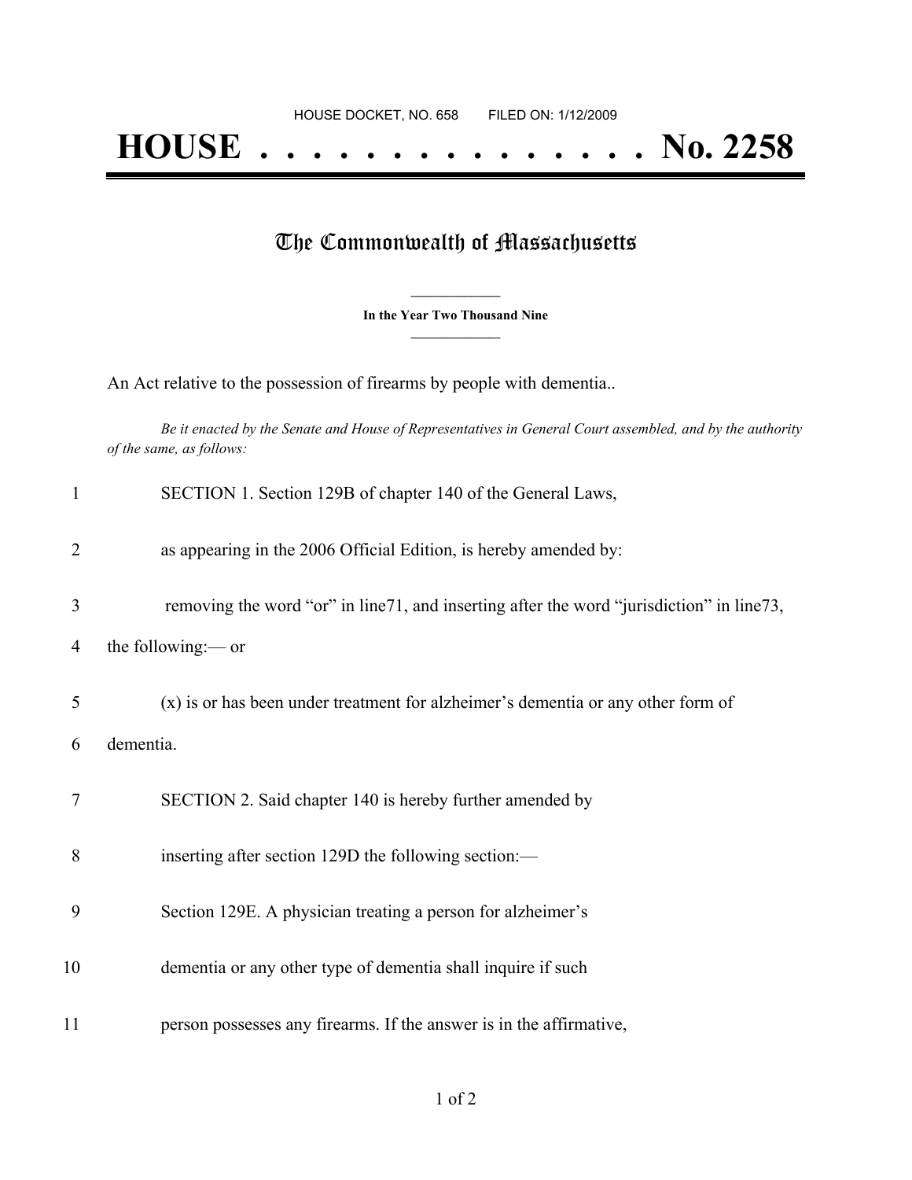HOUSE DOCKET, NO. 658 FILED ON: 1/12/2009

# HOUSE . . . . . . . . . . . . . . . No. 2258

## The Commonwealth of Massachusetts

**In the Year Two Thousand Nine**

An Act relative to the possession of firearms by people with dementia..

*Be it enacted by the Senate and House of Representatives in General Court assembled, and by the authority of the same, as follows:*

1 SECTION 1. Section 129B of chapter 140 of the General Laws,

2 as appearing in the 2006 Official Edition, is hereby amended by:

3 removing the word "or" in line71, and inserting after the word "jurisdiction" in line73,

4 the following:— or

5 (x) is or has been under treatment for alzheimer's dementia or any other form of

6 dementia.

7 SECTION 2. Said chapter 140 is hereby further amended by

8 inserting after section 129D the following section:—

9 Section 129E. A physician treating a person for alzheimer's

10 dementia or any other type of dementia shall inquire if such

11 person possesses any firearms. If the answer is in the affirmative,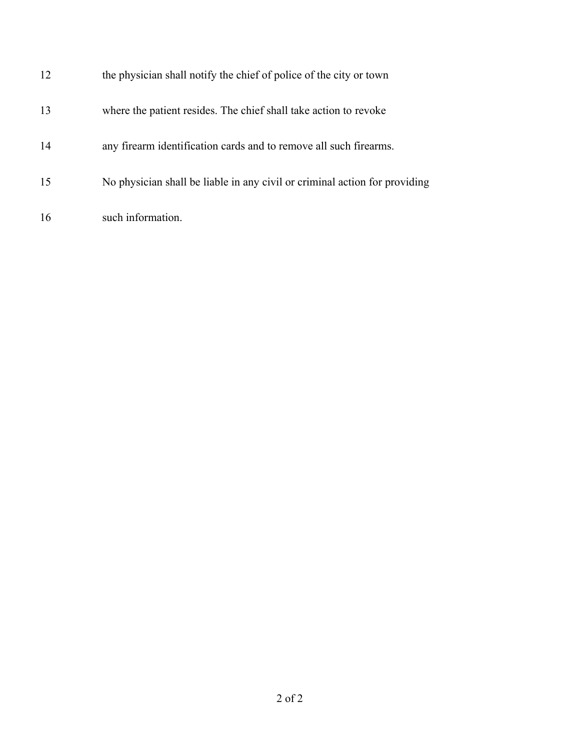12 the physician shall notify the chief of police of the city or town

13 where the patient resides. The chief shall take action to revoke

14 any firearm identification cards and to remove all such firearms.

15 No physician shall be liable in any civil or criminal action for providing

16 such information.